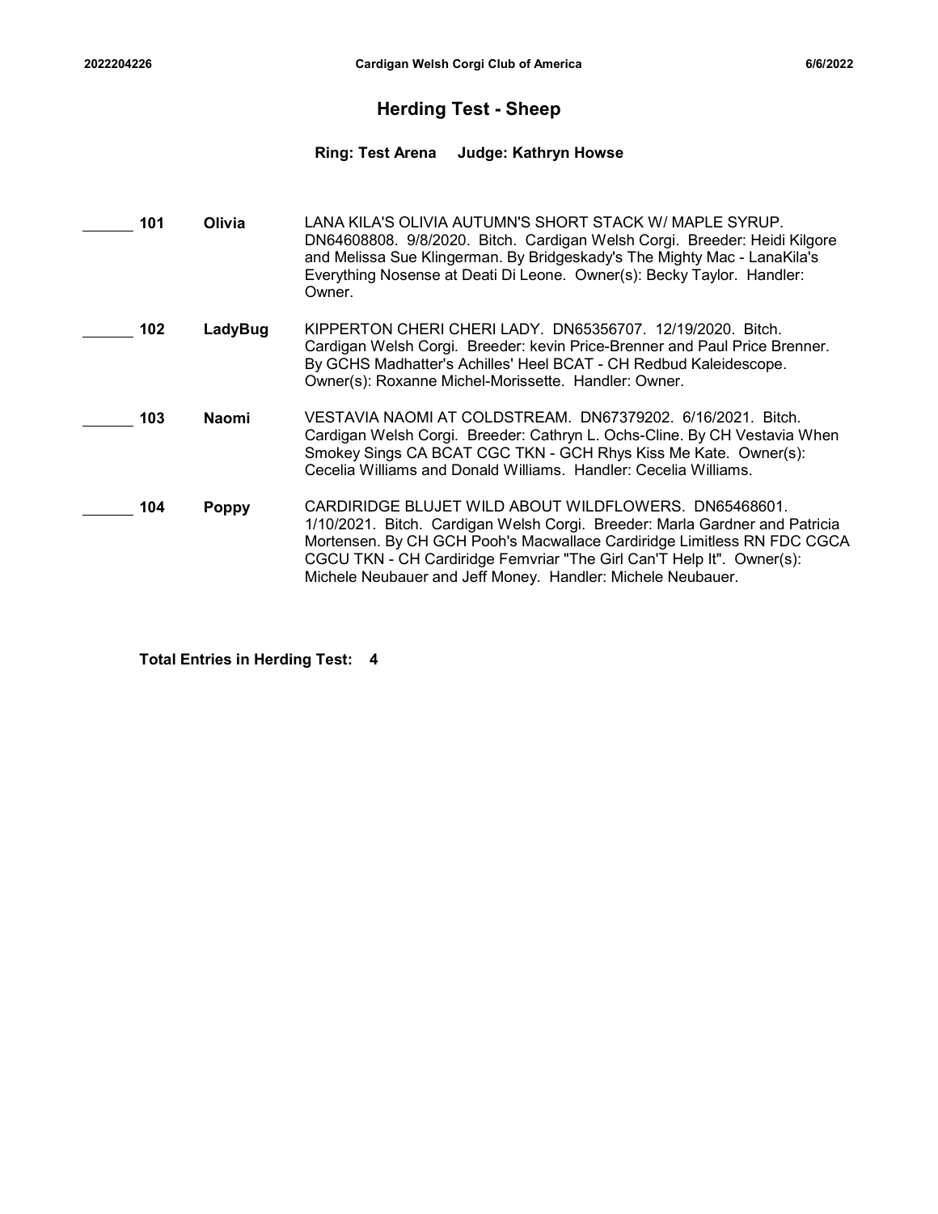## Herding Test - Sheep

**Ring: Test Arena     Judge: Kathryn Howse**

______ **101** **Olivia** LANA KILA'S OLIVIA AUTUMN'S SHORT STACK W/ MAPLE SYRUP. DN64608808. 9/8/2020. Bitch. Cardigan Welsh Corgi. Breeder: Heidi Kilgore and Melissa Sue Klingerman. By Bridgeskady's The Mighty Mac - LanaKila's Everything Nosense at Deati Di Leone. Owner(s): Becky Taylor. Handler: Owner.

______ **102** **LadyBug** KIPPERTON CHERI CHERI LADY. DN65356707. 12/19/2020. Bitch. Cardigan Welsh Corgi. Breeder: kevin Price-Brenner and Paul Price Brenner. By GCHS Madhatter's Achilles' Heel BCAT - CH Redbud Kaleidescope. Owner(s): Roxanne Michel-Morissette. Handler: Owner.

______ **103** **Naomi** VESTAVIA NAOMI AT COLDSTREAM. DN67379202. 6/16/2021. Bitch. Cardigan Welsh Corgi. Breeder: Cathryn L. Ochs-Cline. By CH Vestavia When Smokey Sings CA BCAT CGC TKN - GCH Rhys Kiss Me Kate. Owner(s): Cecelia Williams and Donald Williams. Handler: Cecelia Williams.

______ **104** **Poppy** CARDIRIDGE BLUJET WILD ABOUT WILDFLOWERS. DN65468601. 1/10/2021. Bitch. Cardigan Welsh Corgi. Breeder: Marla Gardner and Patricia Mortensen. By CH GCH Pooh's Macwallace Cardiridge Limitless RN FDC CGCA CGCU TKN - CH Cardiridge Femvriar "The Girl Can'T Help It". Owner(s): Michele Neubauer and Jeff Money. Handler: Michele Neubauer.

**Total Entries in Herding Test: 4**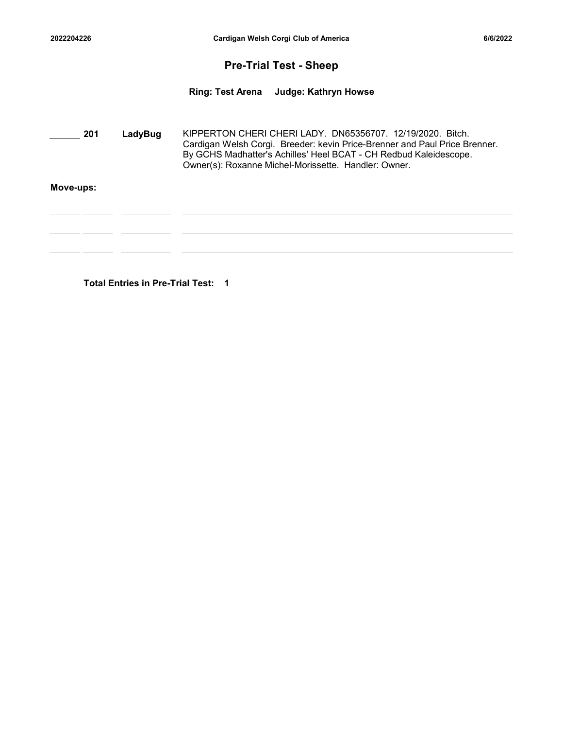## Pre-Trial Test - Sheep

**Ring: Test Arena     Judge: Kathryn Howse**

| | | | |
|---|---|---|---|
| ______ | **201** | **LadyBug** | KIPPERTON CHERI CHERI LADY. DN65356707. 12/19/2020. Bitch. Cardigan Welsh Corgi. Breeder: kevin Price-Brenner and Paul Price Brenner. By GCHS Madhatter's Achilles' Heel BCAT - CH Redbud Kaleidescope. Owner(s): Roxanne Michel-Morissette. Handler: Owner. |

**Move-ups:**

| | | | |
|---|---|---|---|
| | | | |
| | | | |

**Total Entries in Pre-Trial Test: 1**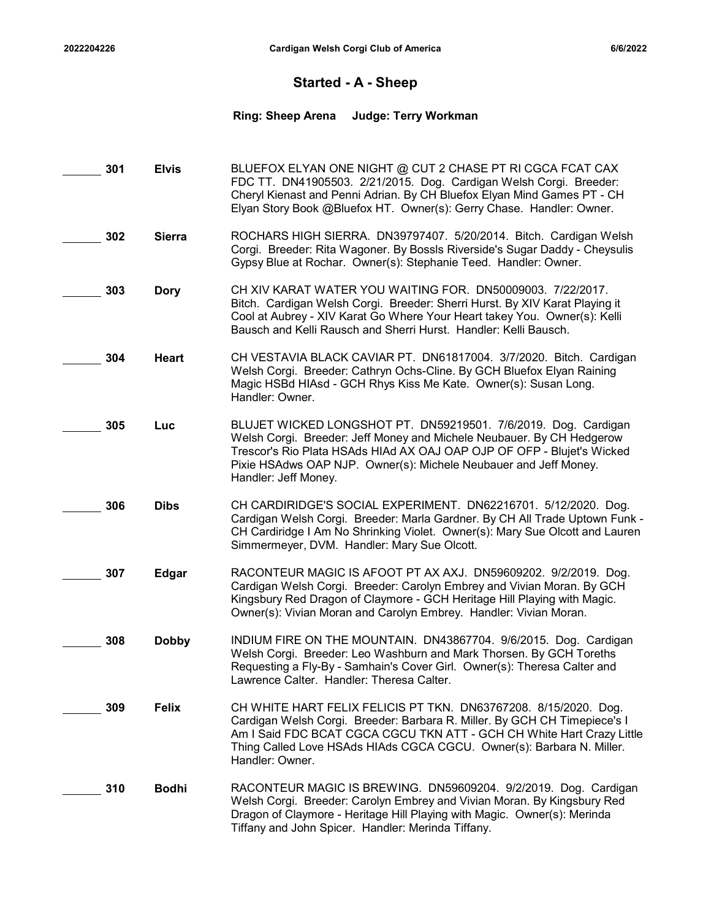## Started - A - Sheep

**Ring: Sheep Arena     Judge: Terry Workman**

| | No. | Call Name | Entry |
|---|---|---|---|
| ______ | **301** | **Elvis** | BLUEFOX ELYAN ONE NIGHT @ CUT 2 CHASE PT RI CGCA FCAT CAX FDC TT. DN41905503. 2/21/2015. Dog. Cardigan Welsh Corgi. Breeder: Cheryl Kienast and Penni Adrian. By CH Bluefox Elyan Mind Games PT - CH Elyan Story Book @Bluefox HT. Owner(s): Gerry Chase. Handler: Owner. |
| ______ | **302** | **Sierra** | ROCHARS HIGH SIERRA. DN39797407. 5/20/2014. Bitch. Cardigan Welsh Corgi. Breeder: Rita Wagoner. By Bossls Riverside's Sugar Daddy - Cheysulis Gypsy Blue at Rochar. Owner(s): Stephanie Teed. Handler: Owner. |
| ______ | **303** | **Dory** | CH XIV KARAT WATER YOU WAITING FOR. DN50009003. 7/22/2017. Bitch. Cardigan Welsh Corgi. Breeder: Sherri Hurst. By XIV Karat Playing it Cool at Aubrey - XIV Karat Go Where Your Heart takey You. Owner(s): Kelli Bausch and Kelli Rausch and Sherri Hurst. Handler: Kelli Bausch. |
| ______ | **304** | **Heart** | CH VESTAVIA BLACK CAVIAR PT. DN61817004. 3/7/2020. Bitch. Cardigan Welsh Corgi. Breeder: Cathryn Ochs-Cline. By GCH Bluefox Elyan Raining Magic HSBd HIAsd - GCH Rhys Kiss Me Kate. Owner(s): Susan Long. Handler: Owner. |
| ______ | **305** | **Luc** | BLUJET WICKED LONGSHOT PT. DN59219501. 7/6/2019. Dog. Cardigan Welsh Corgi. Breeder: Jeff Money and Michele Neubauer. By CH Hedgerow Trescor's Rio Plata HSAds HIAd AX OAJ OAP OJP OF OFP - Blujet's Wicked Pixie HSAdws OAP NJP. Owner(s): Michele Neubauer and Jeff Money. Handler: Jeff Money. |
| ______ | **306** | **Dibs** | CH CARDIRIDGE'S SOCIAL EXPERIMENT. DN62216701. 5/12/2020. Dog. Cardigan Welsh Corgi. Breeder: Marla Gardner. By CH All Trade Uptown Funk - CH Cardiridge I Am No Shrinking Violet. Owner(s): Mary Sue Olcott and Lauren Simmermeyer, DVM. Handler: Mary Sue Olcott. |
| ______ | **307** | **Edgar** | RACONTEUR MAGIC IS AFOOT PT AX AXJ. DN59609202. 9/2/2019. Dog. Cardigan Welsh Corgi. Breeder: Carolyn Embrey and Vivian Moran. By GCH Kingsbury Red Dragon of Claymore - GCH Heritage Hill Playing with Magic. Owner(s): Vivian Moran and Carolyn Embrey. Handler: Vivian Moran. |
| ______ | **308** | **Dobby** | INDIUM FIRE ON THE MOUNTAIN. DN43867704. 9/6/2015. Dog. Cardigan Welsh Corgi. Breeder: Leo Washburn and Mark Thorsen. By GCH Toreths Requesting a Fly-By - Samhain's Cover Girl. Owner(s): Theresa Calter and Lawrence Calter. Handler: Theresa Calter. |
| ______ | **309** | **Felix** | CH WHITE HART FELIX FELICIS PT TKN. DN63767208. 8/15/2020. Dog. Cardigan Welsh Corgi. Breeder: Barbara R. Miller. By GCH CH Timepiece's I Am I Said FDC BCAT CGCA CGCU TKN ATT - GCH CH White Hart Crazy Little Thing Called Love HSAds HIAds CGCA CGCU. Owner(s): Barbara N. Miller. Handler: Owner. |
| ______ | **310** | **Bodhi** | RACONTEUR MAGIC IS BREWING. DN59609204. 9/2/2019. Dog. Cardigan Welsh Corgi. Breeder: Carolyn Embrey and Vivian Moran. By Kingsbury Red Dragon of Claymore - Heritage Hill Playing with Magic. Owner(s): Merinda Tiffany and John Spicer. Handler: Merinda Tiffany. |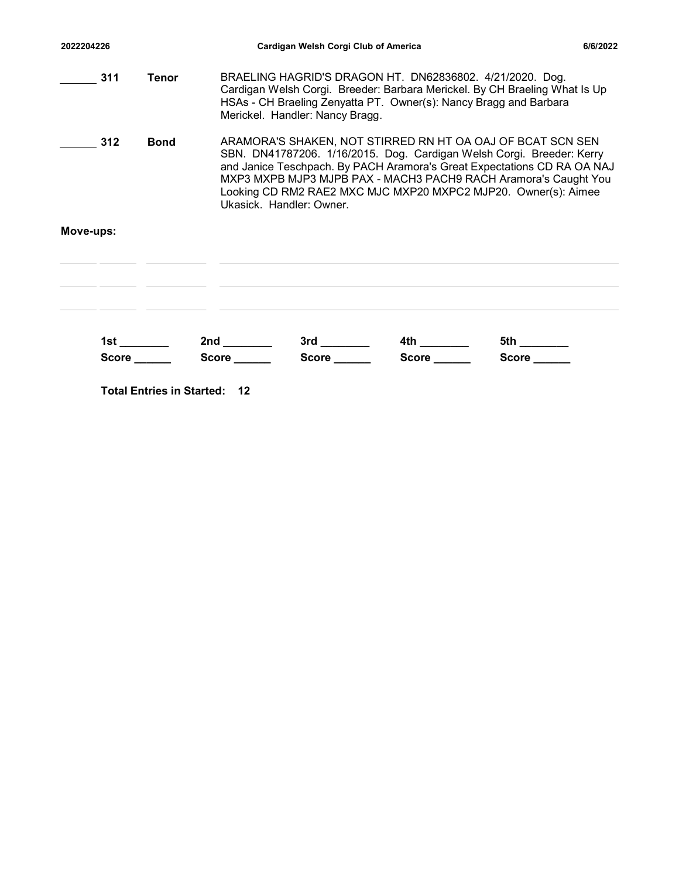______ **311** **Tenor** BRAELING HAGRID'S DRAGON HT. DN62836802. 4/21/2020. Dog. Cardigan Welsh Corgi. Breeder: Barbara Merickel. By CH Braeling What Is Up HSAs - CH Braeling Zenyatta PT. Owner(s): Nancy Bragg and Barbara Merickel. Handler: Nancy Bragg.

______ **312** **Bond** ARAMORA'S SHAKEN, NOT STIRRED RN HT OA OAJ OF BCAT SCN SEN SBN. DN41787206. 1/16/2015. Dog. Cardigan Welsh Corgi. Breeder: Kerry and Janice Teschpach. By PACH Aramora's Great Expectations CD RA OA NAJ MXP3 MXPB MJP3 MJPB PAX - MACH3 PACH9 RACH Aramora's Caught You Looking CD RM2 RAE2 MXC MJC MXP20 MXPC2 MJP20. Owner(s): Aimee Ukasick. Handler: Owner.

**Move-ups:**

______ ______ __________ ______________________________________________

______ ______ __________ ______________________________________________

______ ______ __________ ______________________________________________

**1st ________** **2nd ________** **3rd ________** **4th ________** **5th ________**

**Score ______** **Score ______** **Score ______** **Score ______** **Score ______**

**Total Entries in Started: 12**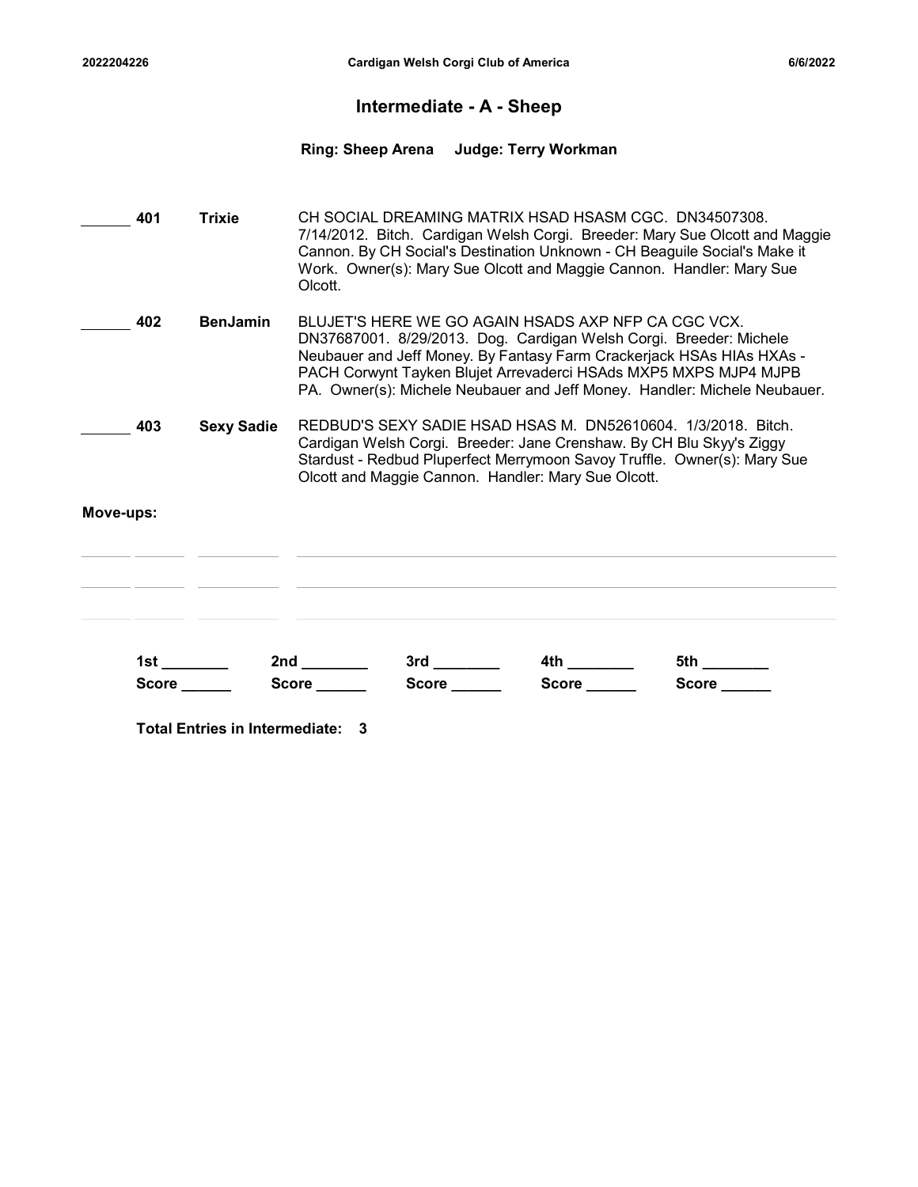## Intermediate - A - Sheep

**Ring: Sheep Arena   Judge: Terry Workman**

| | No. | Call Name | Entry |
|---|---|---|---|
| ______ | **401** | **Trixie** | CH SOCIAL DREAMING MATRIX HSAD HSASM CGC. DN34507308. 7/14/2012. Bitch. Cardigan Welsh Corgi. Breeder: Mary Sue Olcott and Maggie Cannon. By CH Social's Destination Unknown - CH Beaguile Social's Make it Work. Owner(s): Mary Sue Olcott and Maggie Cannon. Handler: Mary Sue Olcott. |
| ______ | **402** | **BenJamin** | BLUJET'S HERE WE GO AGAIN HSADS AXP NFP CA CGC VCX. DN37687001. 8/29/2013. Dog. Cardigan Welsh Corgi. Breeder: Michele Neubauer and Jeff Money. By Fantasy Farm Crackerjack HSAs HIAs HXAs - PACH Corwynt Tayken Blujet Arrevaderci HSAds MXP5 MXPS MJP4 MJPB PA. Owner(s): Michele Neubauer and Jeff Money. Handler: Michele Neubauer. |
| ______ | **403** | **Sexy Sadie** | REDBUD'S SEXY SADIE HSAD HSAS M. DN52610604. 1/3/2018. Bitch. Cardigan Welsh Corgi. Breeder: Jane Crenshaw. By CH Blu Skyy's Ziggy Stardust - Redbud Pluperfect Merrymoon Savoy Truffle. Owner(s): Mary Sue Olcott and Maggie Cannon. Handler: Mary Sue Olcott. |

**Move-ups:**

______ ______ __________ ________________________________________

______ ______ __________ ________________________________________

______ ______ __________ ________________________________________

| | | | | |
|---|---|---|---|---|
| **1st** ________ | **2nd** ________ | **3rd** ________ | **4th** ________ | **5th** ________ |
| **Score** ______ | **Score** ______ | **Score** ______ | **Score** ______ | **Score** ______ |

**Total Entries in Intermediate: 3**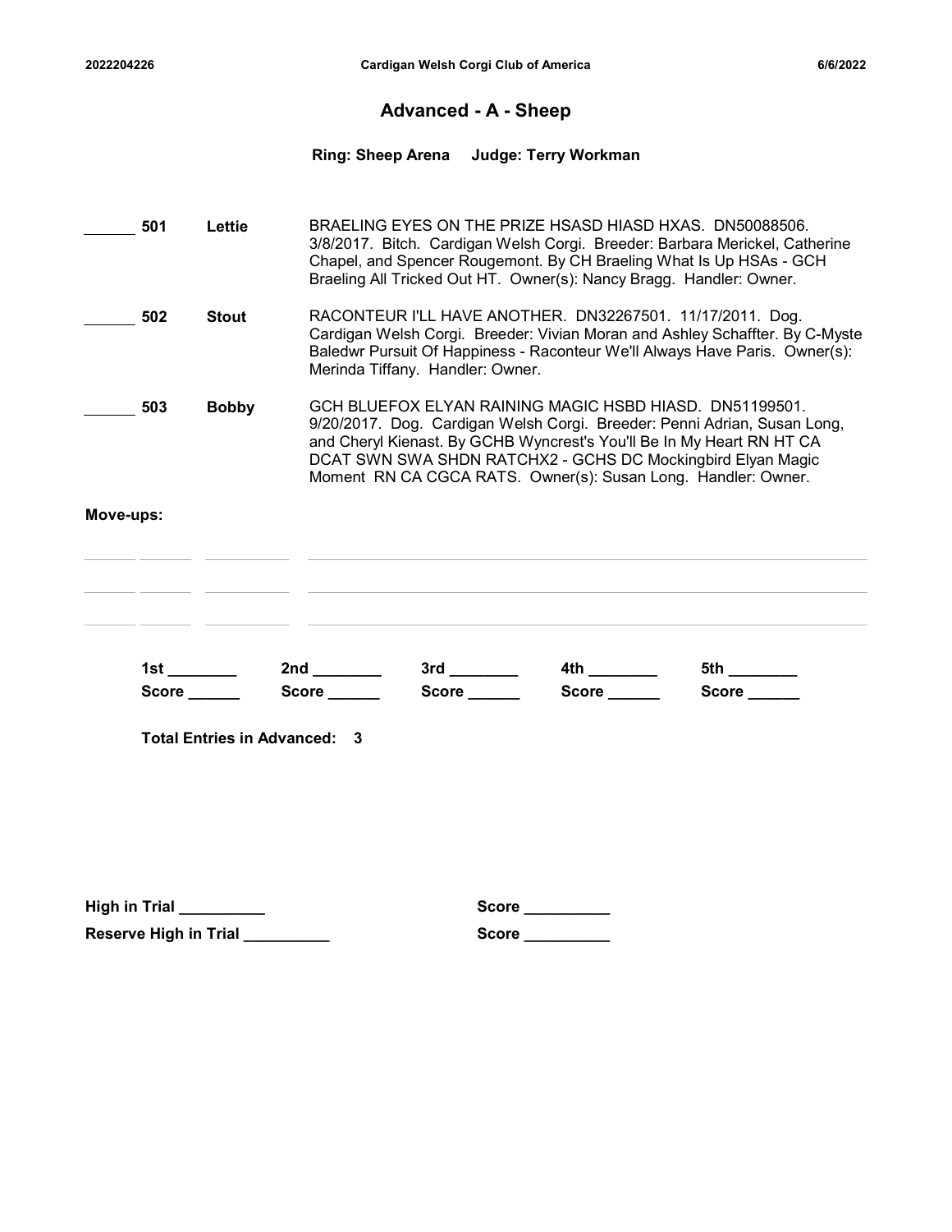# Advanced - A - Sheep

**Ring: Sheep Arena    Judge: Terry Workman**

| | No. | Call Name | Entry |
|---|---|---|---|
| ______ | **501** | **Lettie** | BRAELING EYES ON THE PRIZE HSASD HIASD HXAS. DN50088506. 3/8/2017. Bitch. Cardigan Welsh Corgi. Breeder: Barbara Merickel, Catherine Chapel, and Spencer Rougemont. By CH Braeling What Is Up HSAs - GCH Braeling All Tricked Out HT. Owner(s): Nancy Bragg. Handler: Owner. |
| ______ | **502** | **Stout** | RACONTEUR I'LL HAVE ANOTHER. DN32267501. 11/17/2011. Dog. Cardigan Welsh Corgi. Breeder: Vivian Moran and Ashley Schaffter. By C-Myste Baledwr Pursuit Of Happiness - Raconteur We'll Always Have Paris. Owner(s): Merinda Tiffany. Handler: Owner. |
| ______ | **503** | **Bobby** | GCH BLUEFOX ELYAN RAINING MAGIC HSBD HIASD. DN51199501. 9/20/2017. Dog. Cardigan Welsh Corgi. Breeder: Penni Adrian, Susan Long, and Cheryl Kienast. By GCHB Wyncrest's You'll Be In My Heart RN HT CA DCAT SWN SWA SHDN RATCHX2 - GCHS DC Mockingbird Elyan Magic Moment RN CA CGCA RATS. Owner(s): Susan Long. Handler: Owner. |

**Move-ups:**

| | | | |
|---|---|---|---|
| ______ | ______ | __________ | ______________________________ |
| ______ | ______ | __________ | ______________________________ |
| ______ | ______ | __________ | ______________________________ |

| 1st ________ | 2nd ________ | 3rd ________ | 4th ________ | 5th ________ |
|---|---|---|---|---|
| Score ______ | Score ______ | Score ______ | Score ______ | Score ______ |

**Total Entries in Advanced: 3**

**High in Trial __________**    **Score __________**

**Reserve High in Trial __________**    **Score __________**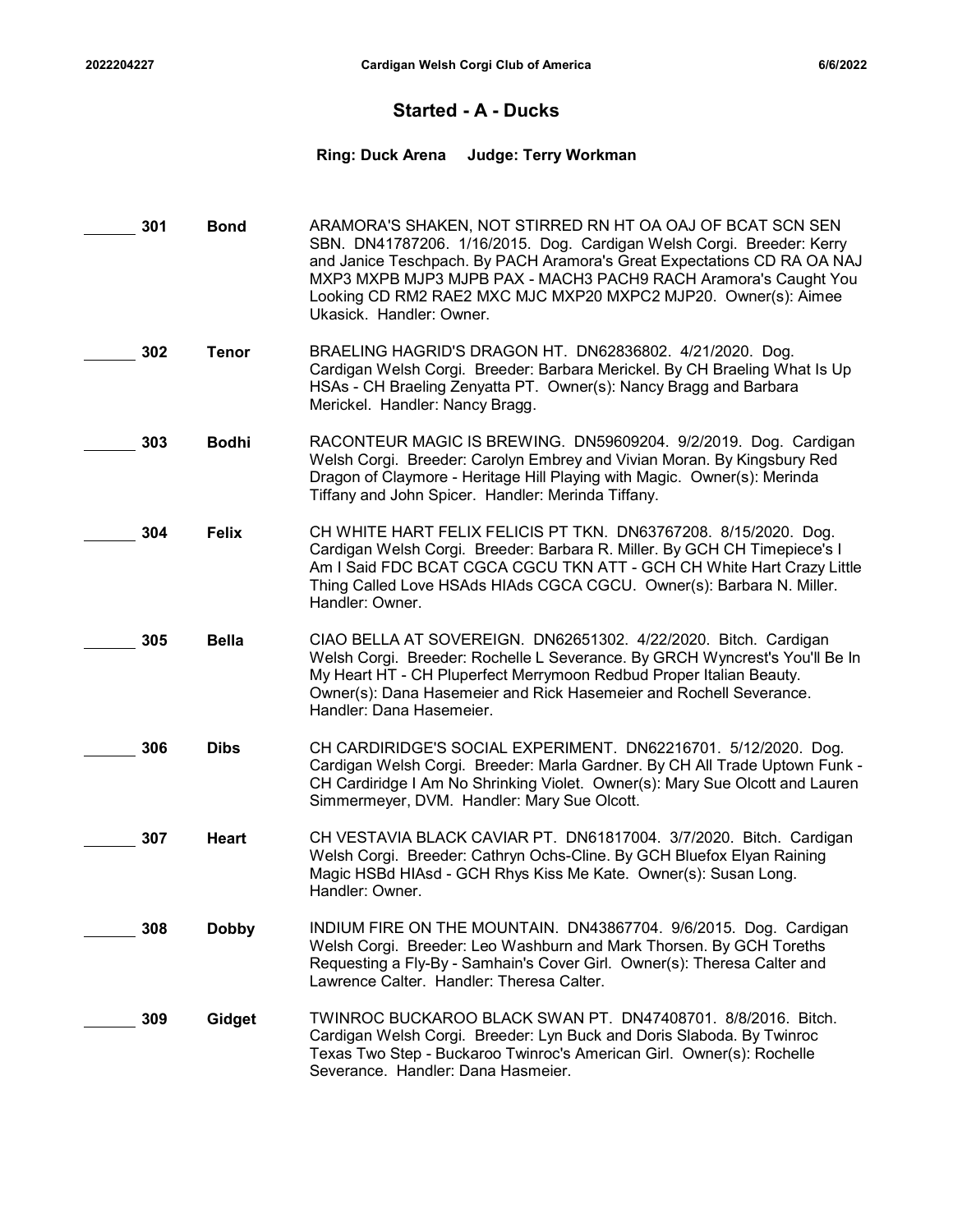## Started - A - Ducks

**Ring: Duck Arena     Judge: Terry Workman**

______ **301** **Bond** ARAMORA'S SHAKEN, NOT STIRRED RN HT OA OAJ OF BCAT SCN SEN SBN. DN41787206. 1/16/2015. Dog. Cardigan Welsh Corgi. Breeder: Kerry and Janice Teschpach. By PACH Aramora's Great Expectations CD RA OA NAJ MXP3 MXPB MJP3 MJPB PAX - MACH3 PACH9 RACH Aramora's Caught You Looking CD RM2 RAE2 MXC MJC MXP20 MXPC2 MJP20. Owner(s): Aimee Ukasick. Handler: Owner.

______ **302** **Tenor** BRAELING HAGRID'S DRAGON HT. DN62836802. 4/21/2020. Dog. Cardigan Welsh Corgi. Breeder: Barbara Merickel. By CH Braeling What Is Up HSAs - CH Braeling Zenyatta PT. Owner(s): Nancy Bragg and Barbara Merickel. Handler: Nancy Bragg.

______ **303** **Bodhi** RACONTEUR MAGIC IS BREWING. DN59609204. 9/2/2019. Dog. Cardigan Welsh Corgi. Breeder: Carolyn Embrey and Vivian Moran. By Kingsbury Red Dragon of Claymore - Heritage Hill Playing with Magic. Owner(s): Merinda Tiffany and John Spicer. Handler: Merinda Tiffany.

______ **304** **Felix** CH WHITE HART FELIX FELICIS PT TKN. DN63767208. 8/15/2020. Dog. Cardigan Welsh Corgi. Breeder: Barbara R. Miller. By GCH CH Timepiece's I Am I Said FDC BCAT CGCA CGCU TKN ATT - GCH CH White Hart Crazy Little Thing Called Love HSAds HIAds CGCA CGCU. Owner(s): Barbara N. Miller. Handler: Owner.

______ **305** **Bella** CIAO BELLA AT SOVEREIGN. DN62651302. 4/22/2020. Bitch. Cardigan Welsh Corgi. Breeder: Rochelle L Severance. By GRCH Wyncrest's You'll Be In My Heart HT - CH Pluperfect Merrymoon Redbud Proper Italian Beauty. Owner(s): Dana Hasemeier and Rick Hasemeier and Rochell Severance. Handler: Dana Hasemeier.

______ **306** **Dibs** CH CARDIRIDGE'S SOCIAL EXPERIMENT. DN62216701. 5/12/2020. Dog. Cardigan Welsh Corgi. Breeder: Marla Gardner. By CH All Trade Uptown Funk - CH Cardiridge I Am No Shrinking Violet. Owner(s): Mary Sue Olcott and Lauren Simmermeyer, DVM. Handler: Mary Sue Olcott.

______ **307** **Heart** CH VESTAVIA BLACK CAVIAR PT. DN61817004. 3/7/2020. Bitch. Cardigan Welsh Corgi. Breeder: Cathryn Ochs-Cline. By GCH Bluefox Elyan Raining Magic HSBd HIAsd - GCH Rhys Kiss Me Kate. Owner(s): Susan Long. Handler: Owner.

______ **308** **Dobby** INDIUM FIRE ON THE MOUNTAIN. DN43867704. 9/6/2015. Dog. Cardigan Welsh Corgi. Breeder: Leo Washburn and Mark Thorsen. By GCH Toreths Requesting a Fly-By - Samhain's Cover Girl. Owner(s): Theresa Calter and Lawrence Calter. Handler: Theresa Calter.

______ **309** **Gidget** TWINROC BUCKAROO BLACK SWAN PT. DN47408701. 8/8/2016. Bitch. Cardigan Welsh Corgi. Breeder: Lyn Buck and Doris Slaboda. By Twinroc Texas Two Step - Buckaroo Twinroc's American Girl. Owner(s): Rochelle Severance. Handler: Dana Hasmeier.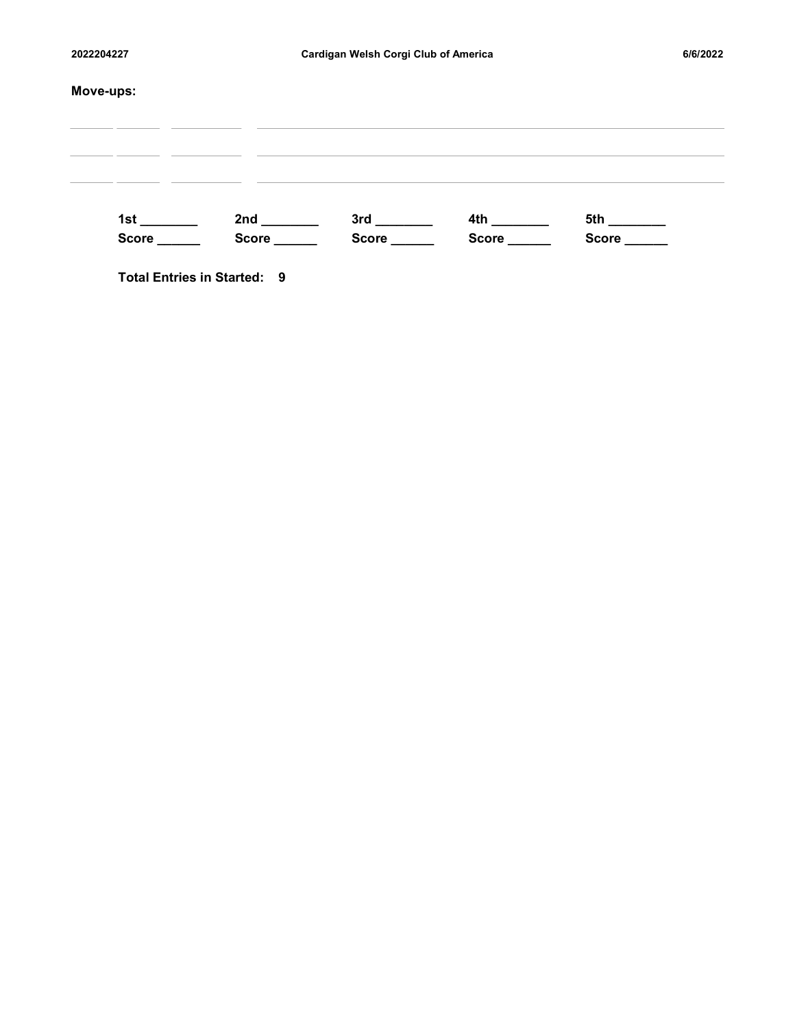**Move-ups:**

| | | | |
|---|---|---|---|
| | | | |
| | | | |
| | | | |

1st ________ 2nd ________ 3rd ________ 4th ________ 5th ________
Score ______ Score ______ Score ______ Score ______ Score ______

**Total Entries in Started: 9**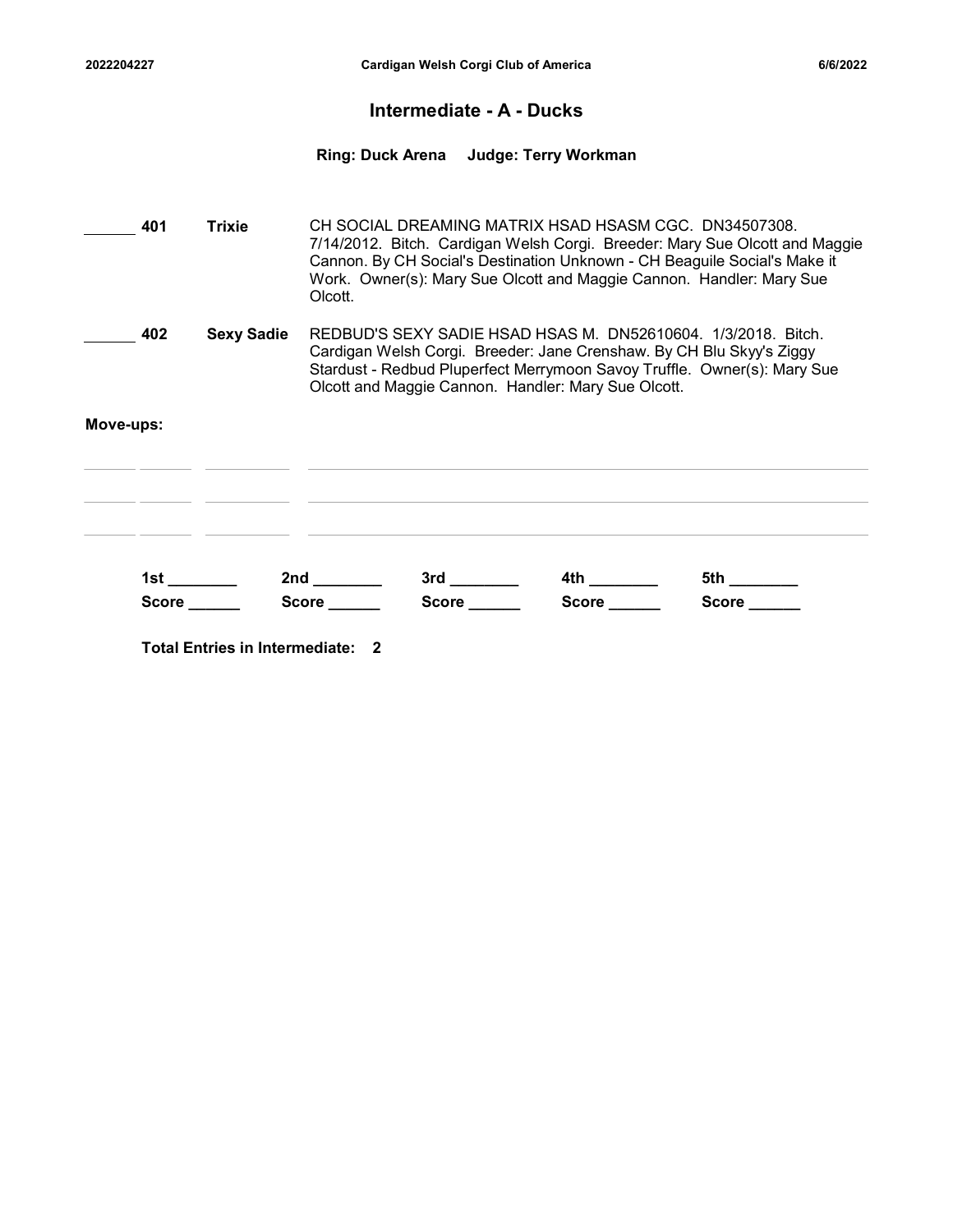## Intermediate - A - Ducks

**Ring: Duck Arena Judge: Terry Workman**

______ **401** **Trixie** CH SOCIAL DREAMING MATRIX HSAD HSASM CGC. DN34507308. 7/14/2012. Bitch. Cardigan Welsh Corgi. Breeder: Mary Sue Olcott and Maggie Cannon. By CH Social's Destination Unknown - CH Beaguile Social's Make it Work. Owner(s): Mary Sue Olcott and Maggie Cannon. Handler: Mary Sue Olcott.

______ **402** **Sexy Sadie** REDBUD'S SEXY SADIE HSAD HSAS M. DN52610604. 1/3/2018. Bitch. Cardigan Welsh Corgi. Breeder: Jane Crenshaw. By CH Blu Skyy's Ziggy Stardust - Redbud Pluperfect Merrymoon Savoy Truffle. Owner(s): Mary Sue Olcott and Maggie Cannon. Handler: Mary Sue Olcott.

**Move-ups:**

______ ______ __________ ________________________________________

______ ______ __________ ________________________________________

______ ______ __________ ________________________________________

**1st** ________ **2nd** ________ **3rd** ________ **4th** ________ **5th** ________

**Score** ______ **Score** ______ **Score** ______ **Score** ______ **Score** ______

**Total Entries in Intermediate: 2**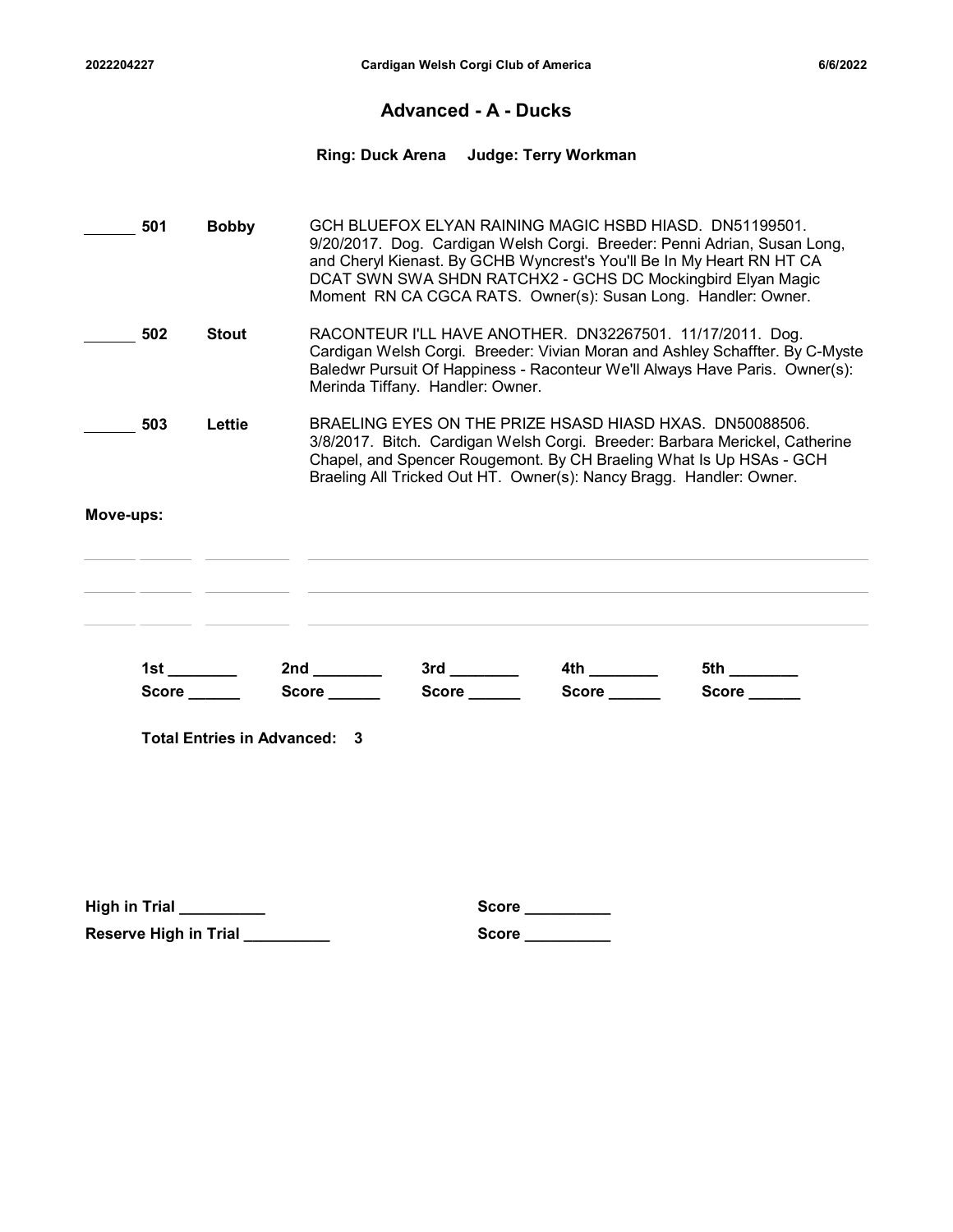## Advanced - A - Ducks

**Ring: Duck Arena Judge: Terry Workman**

| | | | |
|---|---|---|---|
| ______ | **501** | **Bobby** | GCH BLUEFOX ELYAN RAINING MAGIC HSBD HIASD. DN51199501. 9/20/2017. Dog. Cardigan Welsh Corgi. Breeder: Penni Adrian, Susan Long, and Cheryl Kienast. By GCHB Wyncrest's You'll Be In My Heart RN HT CA DCAT SWN SWA SHDN RATCHX2 - GCHS DC Mockingbird Elyan Magic Moment RN CA CGCA RATS. Owner(s): Susan Long. Handler: Owner. |
| ______ | **502** | **Stout** | RACONTEUR I'LL HAVE ANOTHER. DN32267501. 11/17/2011. Dog. Cardigan Welsh Corgi. Breeder: Vivian Moran and Ashley Schaffter. By C-Myste Baledwr Pursuit Of Happiness - Raconteur We'll Always Have Paris. Owner(s): Merinda Tiffany. Handler: Owner. |
| ______ | **503** | **Lettie** | BRAELING EYES ON THE PRIZE HSASD HIASD HXAS. DN50088506. 3/8/2017. Bitch. Cardigan Welsh Corgi. Breeder: Barbara Merickel, Catherine Chapel, and Spencer Rougemont. By CH Braeling What Is Up HSAs - GCH Braeling All Tricked Out HT. Owner(s): Nancy Bragg. Handler: Owner. |

**Move-ups:**

______ ______ __________ ______________________________

______ ______ __________ ______________________________

______ ______ __________ ______________________________

| | | | | |
|---|---|---|---|---|
| **1st** ________ | **2nd** ________ | **3rd** ________ | **4th** ________ | **5th** ________ |
| **Score** ______ | **Score** ______ | **Score** ______ | **Score** ______ | **Score** ______ |

**Total Entries in Advanced: 3**

**High in Trial** __________ **Score** __________

**Reserve High in Trial** __________ **Score** __________